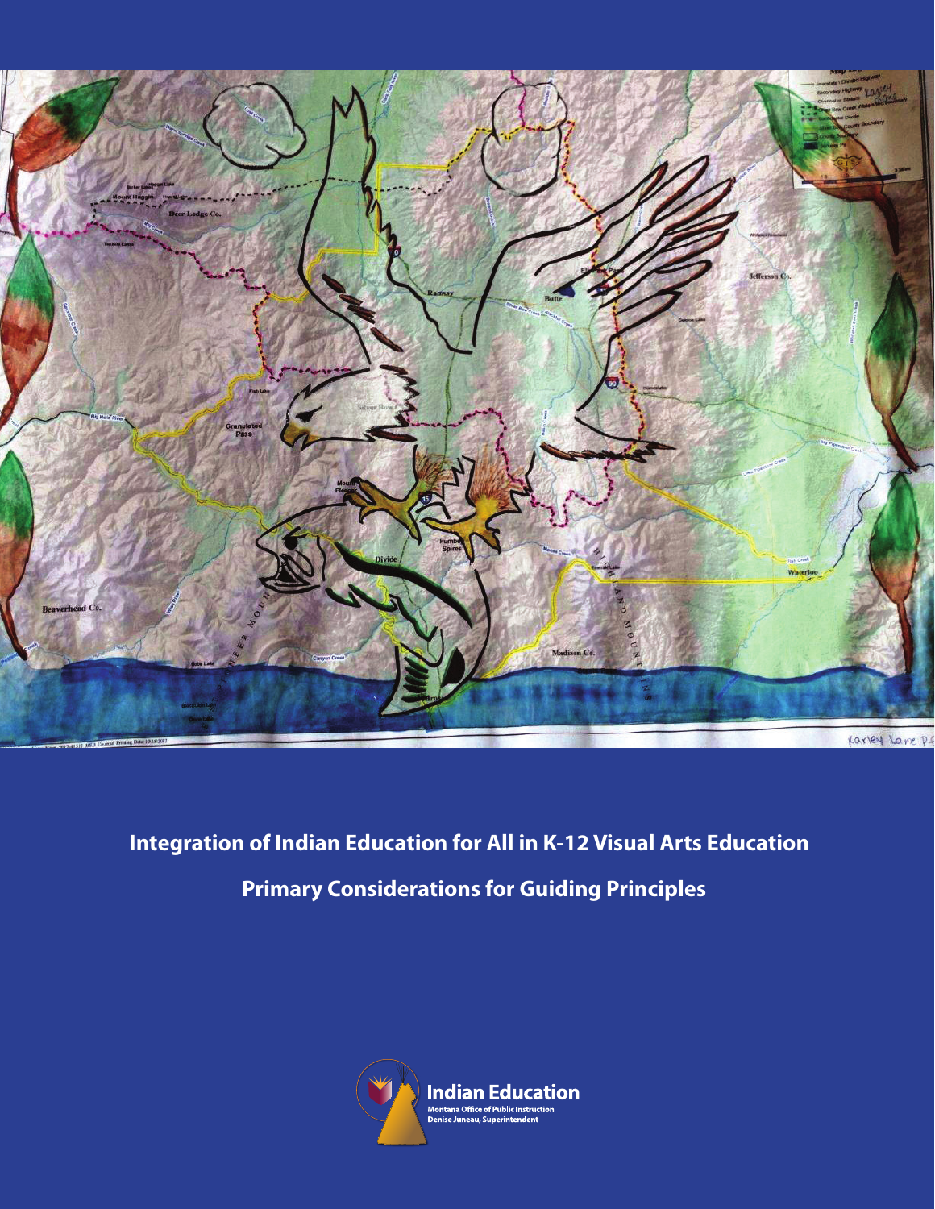# Integration of Indian Education for All in K-12 Visual Arts Education

## Primary Considerations for Guiding Principles

Indian Education
Montana Office of Public Instruction
Denise Juneau, Superintendent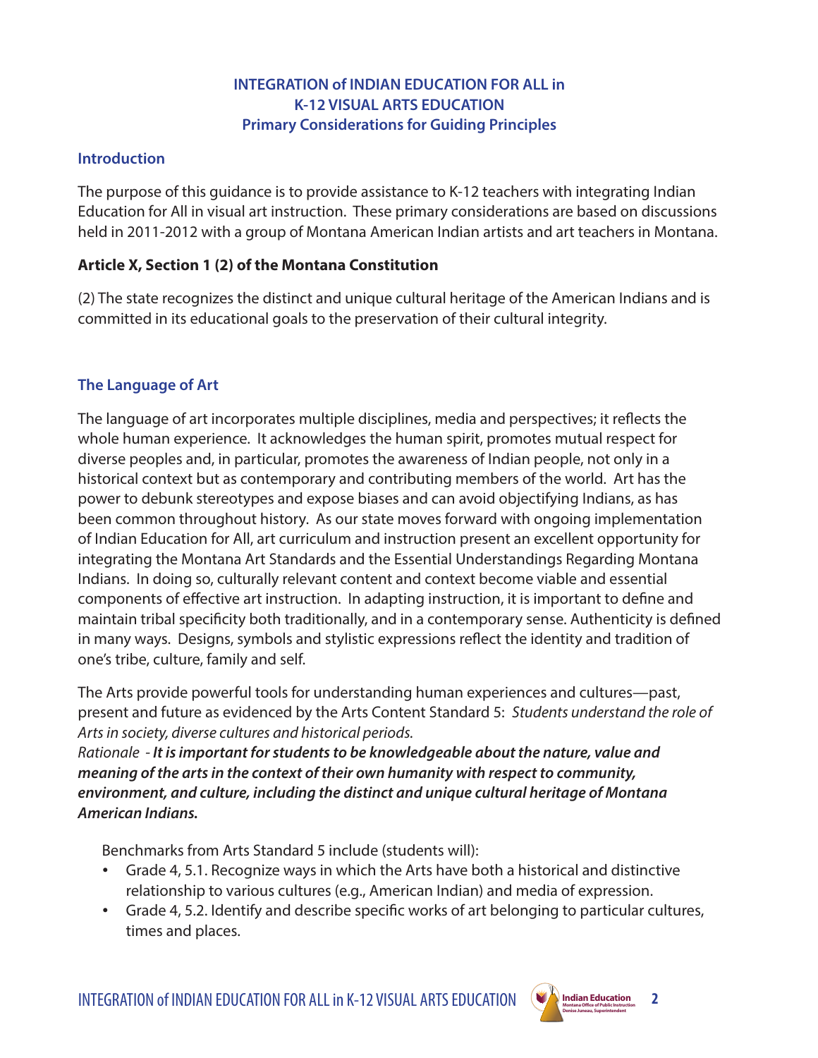**INTEGRATION of INDIAN EDUCATION FOR ALL in K-12 VISUAL ARTS EDUCATION Primary Considerations for Guiding Principles**

## Introduction

The purpose of this guidance is to provide assistance to K-12 teachers with integrating Indian Education for All in visual art instruction. These primary considerations are based on discussions held in 2011-2012 with a group of Montana American Indian artists and art teachers in Montana.

**Article X, Section 1 (2) of the Montana Constitution**

(2) The state recognizes the distinct and unique cultural heritage of the American Indians and is committed in its educational goals to the preservation of their cultural integrity.

## The Language of Art

The language of art incorporates multiple disciplines, media and perspectives; it reflects the whole human experience. It acknowledges the human spirit, promotes mutual respect for diverse peoples and, in particular, promotes the awareness of Indian people, not only in a historical context but as contemporary and contributing members of the world. Art has the power to debunk stereotypes and expose biases and can avoid objectifying Indians, as has been common throughout history. As our state moves forward with ongoing implementation of Indian Education for All, art curriculum and instruction present an excellent opportunity for integrating the Montana Art Standards and the Essential Understandings Regarding Montana Indians. In doing so, culturally relevant content and context become viable and essential components of effective art instruction. In adapting instruction, it is important to define and maintain tribal specificity both traditionally, and in a contemporary sense. Authenticity is defined in many ways. Designs, symbols and stylistic expressions reflect the identity and tradition of one's tribe, culture, family and self.

The Arts provide powerful tools for understanding human experiences and cultures—past, present and future as evidenced by the Arts Content Standard 5: *Students understand the role of Arts in society, diverse cultures and historical periods.*
*Rationale - **It is important for students to be knowledgeable about the nature, value and meaning of the arts in the context of their own humanity with respect to community, environment, and culture, including the distinct and unique cultural heritage of Montana American Indians.***

Benchmarks from Arts Standard 5 include (students will):

- Grade 4, 5.1. Recognize ways in which the Arts have both a historical and distinctive relationship to various cultures (e.g., American Indian) and media of expression.
- Grade 4, 5.2. Identify and describe specific works of art belonging to particular cultures, times and places.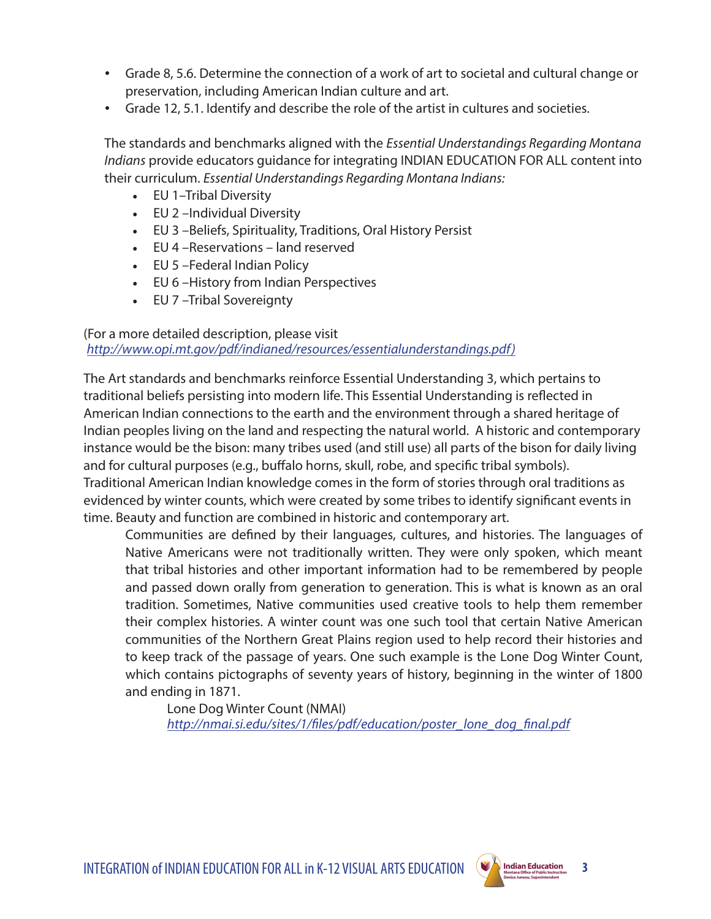- Grade 8, 5.6. Determine the connection of a work of art to societal and cultural change or preservation, including American Indian culture and art.
- Grade 12, 5.1. Identify and describe the role of the artist in cultures and societies.

The standards and benchmarks aligned with the *Essential Understandings Regarding Montana Indians* provide educators guidance for integrating INDIAN EDUCATION FOR ALL content into their curriculum. *Essential Understandings Regarding Montana Indians:*

- EU 1–Tribal Diversity
- EU 2 –Individual Diversity
- EU 3 –Beliefs, Spirituality, Traditions, Oral History Persist
- EU 4 –Reservations – land reserved
- EU 5 –Federal Indian Policy
- EU 6 –History from Indian Perspectives
- EU 7 –Tribal Sovereignty

(For a more detailed description, please visit
*http://www.opi.mt.gov/pdf/indianed/resources/essentialunderstandings.pdf)*

The Art standards and benchmarks reinforce Essential Understanding 3, which pertains to traditional beliefs persisting into modern life. This Essential Understanding is reflected in American Indian connections to the earth and the environment through a shared heritage of Indian peoples living on the land and respecting the natural world. A historic and contemporary instance would be the bison: many tribes used (and still use) all parts of the bison for daily living and for cultural purposes (e.g., buffalo horns, skull, robe, and specific tribal symbols). Traditional American Indian knowledge comes in the form of stories through oral traditions as evidenced by winter counts, which were created by some tribes to identify significant events in time. Beauty and function are combined in historic and contemporary art.

> Communities are defined by their languages, cultures, and histories. The languages of Native Americans were not traditionally written. They were only spoken, which meant that tribal histories and other important information had to be remembered by people and passed down orally from generation to generation. This is what is known as an oral tradition. Sometimes, Native communities used creative tools to help them remember their complex histories. A winter count was one such tool that certain Native American communities of the Northern Great Plains region used to help record their histories and to keep track of the passage of years. One such example is the Lone Dog Winter Count, which contains pictographs of seventy years of history, beginning in the winter of 1800 and ending in 1871.
>
> Lone Dog Winter Count (NMAI)
> *http://nmai.si.edu/sites/1/files/pdf/education/poster_lone_dog_final.pdf*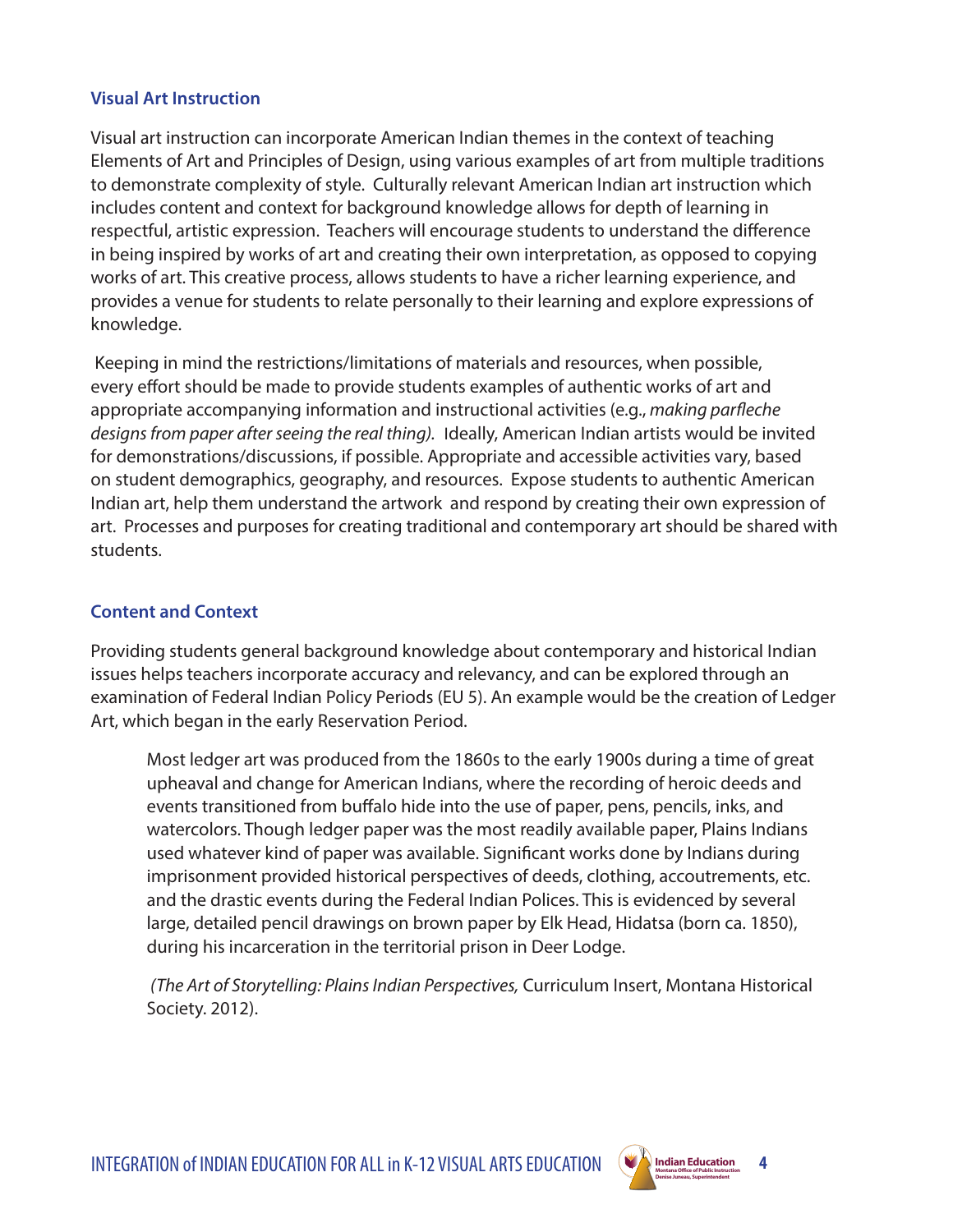## Visual Art Instruction

Visual art instruction can incorporate American Indian themes in the context of teaching Elements of Art and Principles of Design, using various examples of art from multiple traditions to demonstrate complexity of style. Culturally relevant American Indian art instruction which includes content and context for background knowledge allows for depth of learning in respectful, artistic expression. Teachers will encourage students to understand the difference in being inspired by works of art and creating their own interpretation, as opposed to copying works of art. This creative process, allows students to have a richer learning experience, and provides a venue for students to relate personally to their learning and explore expressions of knowledge.

Keeping in mind the restrictions/limitations of materials and resources, when possible, every effort should be made to provide students examples of authentic works of art and appropriate accompanying information and instructional activities (e.g., *making parfleche designs from paper after seeing the real thing).* Ideally, American Indian artists would be invited for demonstrations/discussions, if possible. Appropriate and accessible activities vary, based on student demographics, geography, and resources. Expose students to authentic American Indian art, help them understand the artwork and respond by creating their own expression of art. Processes and purposes for creating traditional and contemporary art should be shared with students.

## Content and Context

Providing students general background knowledge about contemporary and historical Indian issues helps teachers incorporate accuracy and relevancy, and can be explored through an examination of Federal Indian Policy Periods (EU 5). An example would be the creation of Ledger Art, which began in the early Reservation Period.

> Most ledger art was produced from the 1860s to the early 1900s during a time of great upheaval and change for American Indians, where the recording of heroic deeds and events transitioned from buffalo hide into the use of paper, pens, pencils, inks, and watercolors. Though ledger paper was the most readily available paper, Plains Indians used whatever kind of paper was available. Significant works done by Indians during imprisonment provided historical perspectives of deeds, clothing, accoutrements, etc. and the drastic events during the Federal Indian Polices. This is evidenced by several large, detailed pencil drawings on brown paper by Elk Head, Hidatsa (born ca. 1850), during his incarceration in the territorial prison in Deer Lodge.
>
> (*The Art of Storytelling: Plains Indian Perspectives,* Curriculum Insert, Montana Historical Society. 2012).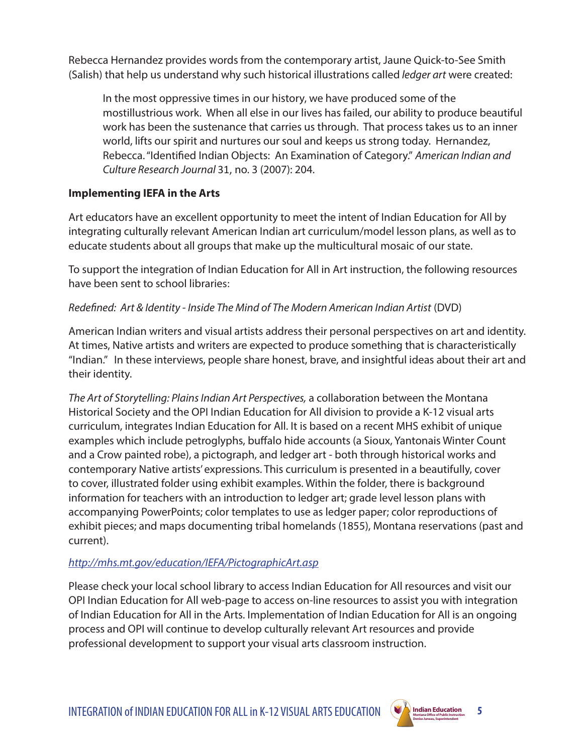Rebecca Hernandez provides words from the contemporary artist, Jaune Quick-to-See Smith (Salish) that help us understand why such historical illustrations called *ledger art* were created:

> In the most oppressive times in our history, we have produced some of the mostillustrious work. When all else in our lives has failed, our ability to produce beautiful work has been the sustenance that carries us through. That process takes us to an inner world, lifts our spirit and nurtures our soul and keeps us strong today. Hernandez, Rebecca. "Identified Indian Objects: An Examination of Category." *American Indian and Culture Research Journal* 31, no. 3 (2007): 204.

**Implementing IEFA in the Arts**

Art educators have an excellent opportunity to meet the intent of Indian Education for All by integrating culturally relevant American Indian art curriculum/model lesson plans, as well as to educate students about all groups that make up the multicultural mosaic of our state.

To support the integration of Indian Education for All in Art instruction, the following resources have been sent to school libraries:

*Redefined: Art & Identity - Inside The Mind of The Modern American Indian Artist* (DVD)

American Indian writers and visual artists address their personal perspectives on art and identity. At times, Native artists and writers are expected to produce something that is characteristically "Indian." In these interviews, people share honest, brave, and insightful ideas about their art and their identity.

*The Art of Storytelling: Plains Indian Art Perspectives,* a collaboration between the Montana Historical Society and the OPI Indian Education for All division to provide a K-12 visual arts curriculum, integrates Indian Education for All. It is based on a recent MHS exhibit of unique examples which include petroglyphs, buffalo hide accounts (a Sioux, Yantonais Winter Count and a Crow painted robe), a pictograph, and ledger art - both through historical works and contemporary Native artists' expressions. This curriculum is presented in a beautifully, cover to cover, illustrated folder using exhibit examples. Within the folder, there is background information for teachers with an introduction to ledger art; grade level lesson plans with accompanying PowerPoints; color templates to use as ledger paper; color reproductions of exhibit pieces; and maps documenting tribal homelands (1855), Montana reservations (past and current).

http://mhs.mt.gov/education/IEFA/PictographicArt.asp

Please check your local school library to access Indian Education for All resources and visit our OPI Indian Education for All web-page to access on-line resources to assist you with integration of Indian Education for All in the Arts. Implementation of Indian Education for All is an ongoing process and OPI will continue to develop culturally relevant Art resources and provide professional development to support your visual arts classroom instruction.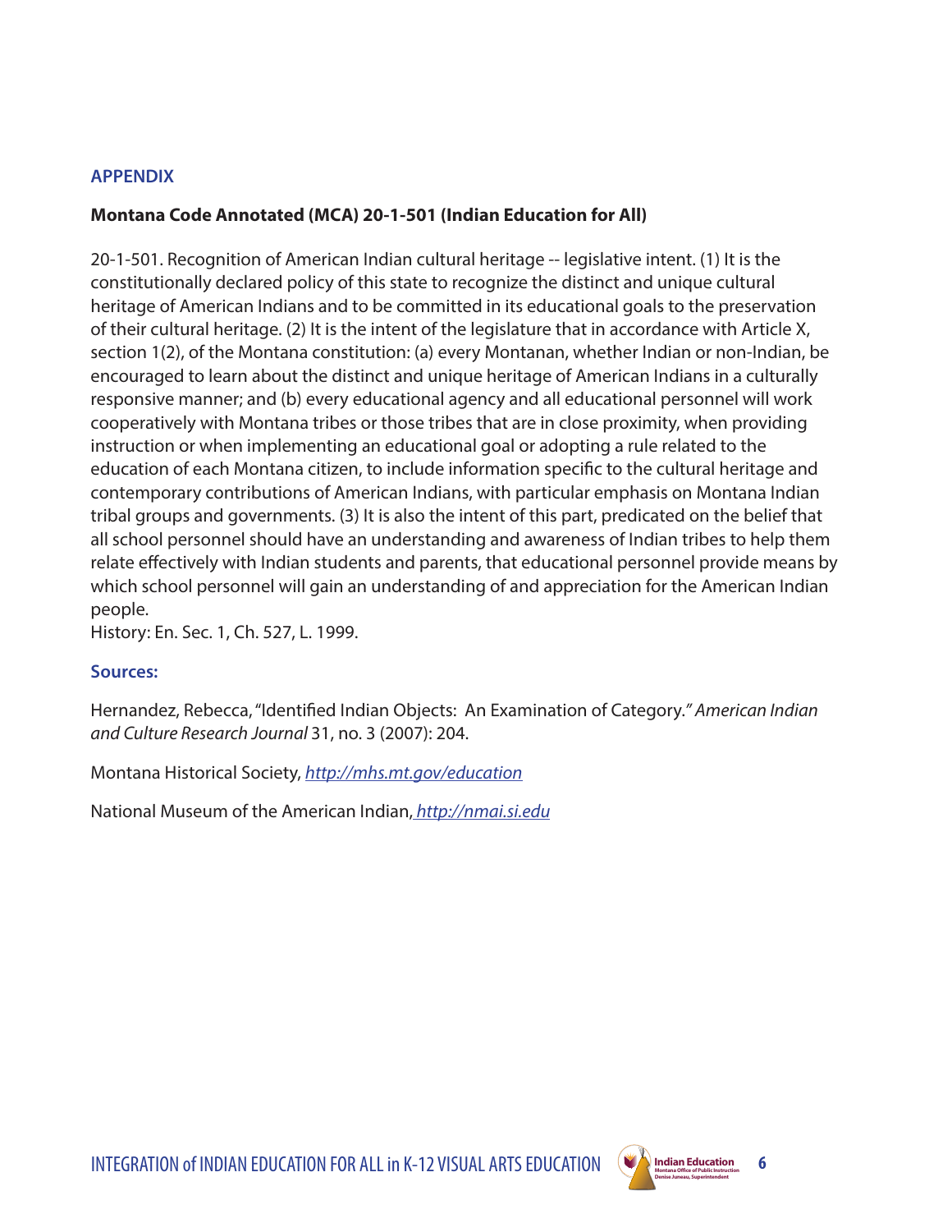## APPENDIX

### Montana Code Annotated (MCA) 20-1-501 (Indian Education for All)

20-1-501. Recognition of American Indian cultural heritage -- legislative intent. (1) It is the constitutionally declared policy of this state to recognize the distinct and unique cultural heritage of American Indians and to be committed in its educational goals to the preservation of their cultural heritage. (2) It is the intent of the legislature that in accordance with Article X, section 1(2), of the Montana constitution: (a) every Montanan, whether Indian or non-Indian, be encouraged to learn about the distinct and unique heritage of American Indians in a culturally responsive manner; and (b) every educational agency and all educational personnel will work cooperatively with Montana tribes or those tribes that are in close proximity, when providing instruction or when implementing an educational goal or adopting a rule related to the education of each Montana citizen, to include information specific to the cultural heritage and contemporary contributions of American Indians, with particular emphasis on Montana Indian tribal groups and governments. (3) It is also the intent of this part, predicated on the belief that all school personnel should have an understanding and awareness of Indian tribes to help them relate effectively with Indian students and parents, that educational personnel provide means by which school personnel will gain an understanding of and appreciation for the American Indian people.
History: En. Sec. 1, Ch. 527, L. 1999.

### Sources:

Hernandez, Rebecca, "Identified Indian Objects: An Examination of Category." *American Indian and Culture Research Journal* 31, no. 3 (2007): 204.

Montana Historical Society, *http://mhs.mt.gov/education*

National Museum of the American Indian, *http://nmai.si.edu*